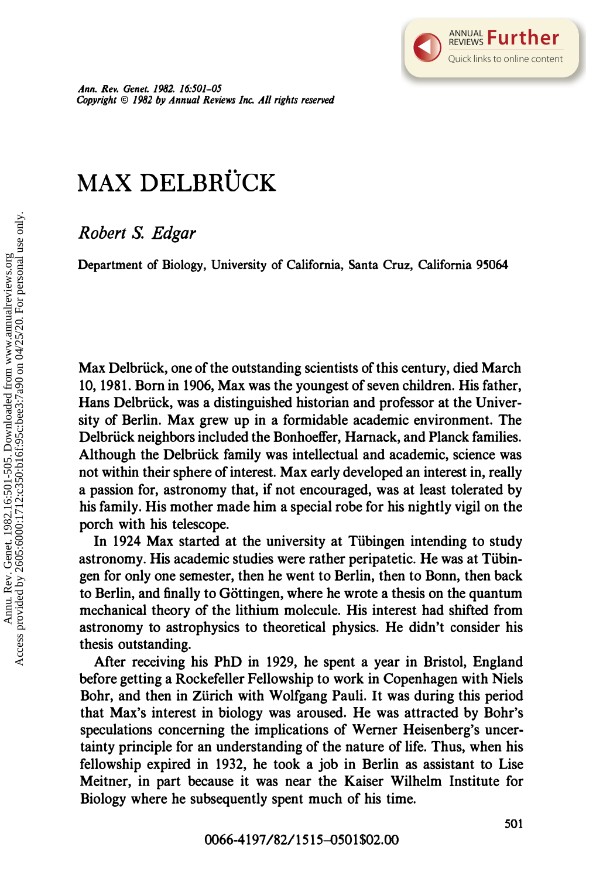# MAX DELBRÜCK

*Robert S. Edgar*

Department of Biology, University of California, Santa Cruz, California 95064

Max Delbrück, one of the outstanding scientists of this century, died March 10, 1981. Born in 1906, Max was the youngest of seven children. His father, Hans Delbrück, was a distinguished historian and professor at the University of Berlin. Max grew up in a formidable academic environment. The Delbrück neighbors included the Bonhoeffer, Harnack, and Planck families. Although the Delbrück family was intellectual and academic, science was not within their sphere of interest. Max early developed an interest in, really a passion for, astronomy that, if not encouraged, was at least tolerated by his family. His mother made him a special robe for his nightly vigil on the porch with his telescope.

In 1924 Max started at the university at Tübingen intending to study astronomy. His academic studies were rather peripatetic. He was at Tübingen for only one semester, then he went to Berlin, then to Bonn, then back to Berlin, and finally to Göttingen, where he wrote a thesis on the quantum mechanical theory of the lithium molecule. His interest had shifted from astronomy to astrophysics to theoretical physics. He didn't consider his thesis outstanding.

After receiving his PhD in 1929, he spent a year in Bristol, England before getting a Rockefeller Fellowship to work in Copenhagen with Niels Bohr, and then in Zürich with Wolfgang Pauli. It was during this period that Max's interest in biology was aroused. He was attracted by Bohr's speculations concerning the implications of Werner Heisenberg's uncertainty principle for an understanding of the nature of life. Thus, when his fellowship expired in 1932, he took a job in Berlin as assistant to Lise Meitner, in part because it was near the Kaiser Wilhelm Institute for Biology where he subsequently spent much of his time.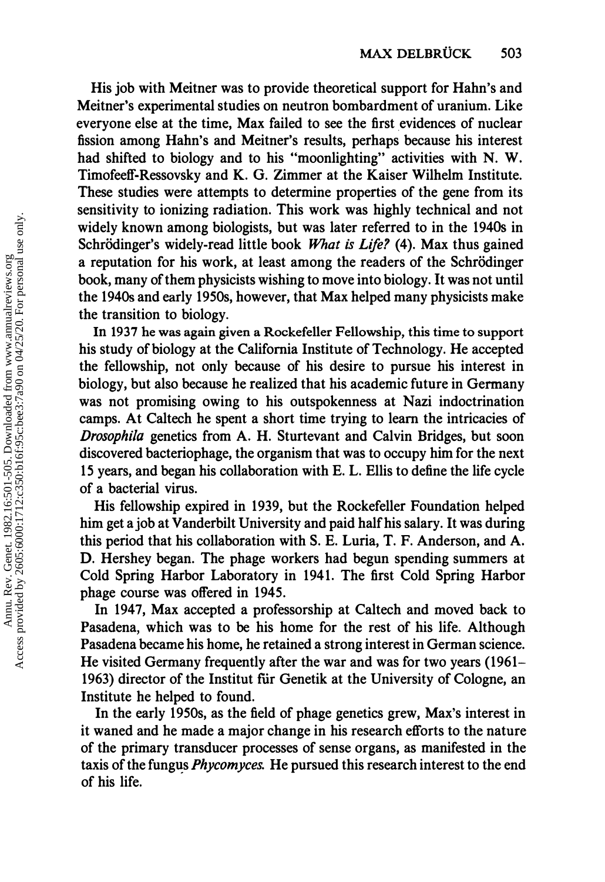His job with Meitner was to provide theoretical support for Hahn's and Meitner's experimental studies on neutron bombardment of uranium. Like everyone else at the time, Max failed to see the first evidences of nuclear fission among Hahn's and Meitner's results, perhaps because his interest had shifted to biology and to his "moonlighting" activities with N. W. Timofeeff-Ressovsky and K. G. Zimmer at the Kaiser Wilhelm Institute. These studies were attempts to determine properties of the gene from its sensitivity to ionizing radiation. This work was highly technical and not widely known among biologists, but was later referred to in the 1940s in Schrödinger's widely-read little book *What is Life?* (4). Max thus gained a reputation for his work, at least among the readers of the Schrödinger book, many of them physicists wishing to move into biology. It was not until the 1940s and early 1950s, however, that Max helped many physicists make the transition to biology.

In 1937 he was again given a Rockefeller Fellowship, this time to support his study of biology at the California Institute of Technology. He accepted the fellowship, not only because of his desire to pursue his interest in biology, but also because he realized that his academic future in Germany was not promising owing to his outspokenness at Nazi indoctrination camps. At Caltech he spent a short time trying to learn the intricacies of *Drosophila* genetics from A. H. Sturtevant and Calvin Bridges, but soon discovered bacteriophage, the organism that was to occupy him for the next 15 years, and began his collaboration with E. L. Ellis to define the life cycle of a bacterial virus.

His fellowship expired in 1939, but the Rockefeller Foundation helped him get a job at Vanderbilt University and paid half his salary. It was during this period that his collaboration with S. E. Luria, T. F. Anderson, and A. D. Hershey began. The phage workers had begun spending summers at Cold Spring Harbor Laboratory in 1941. The first Cold Spring Harbor phage course was offered in 1945.

In 1947, Max accepted a professorship at Caltech and moved back to Pasadena, which was to be his home for the rest of his life. Although Pasadena became his home, he retained a strong interest in German science. He visited Germany frequently after the war and was for two years (1961–1963) director of the Institut für Genetik at the University of Cologne, an Institute he helped to found.

In the early 1950s, as the field of phage genetics grew, Max's interest in it waned and he made a major change in his research efforts to the nature of the primary transducer processes of sense organs, as manifested in the taxis of the fungus *Phycomyces*. He pursued this research interest to the end of his life.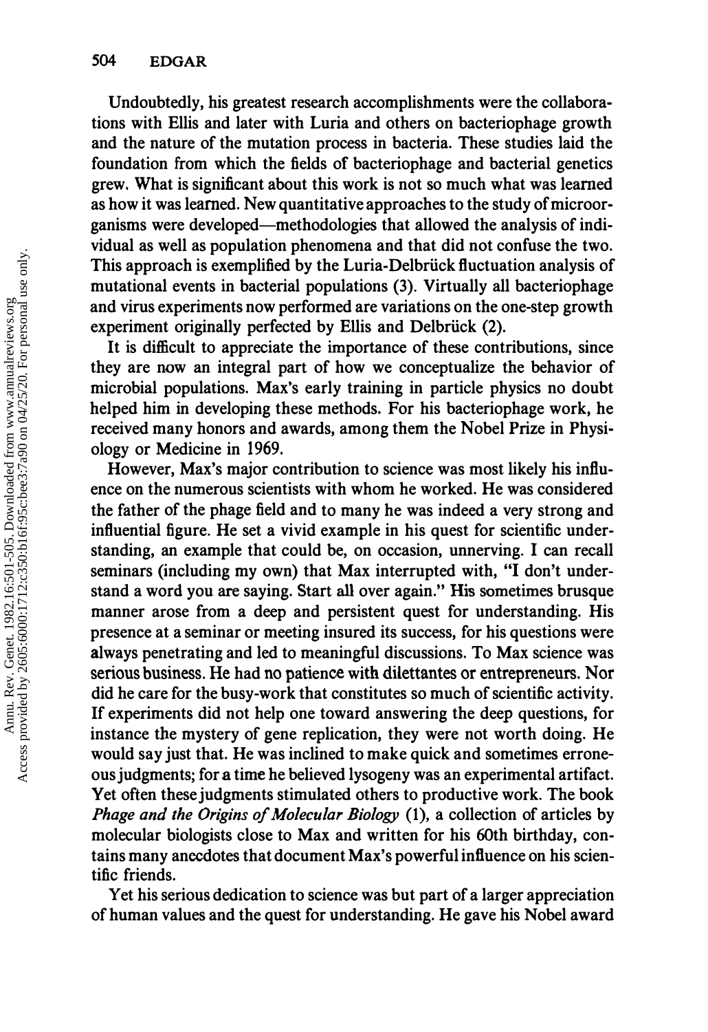Undoubtedly, his greatest research accomplishments were the collaborations with Ellis and later with Luria and others on bacteriophage growth and the nature of the mutation process in bacteria. These studies laid the foundation from which the fields of bacteriophage and bacterial genetics grew. What is significant about this work is not so much what was learned as how it was learned. New quantitative approaches to the study of microorganisms were developed—methodologies that allowed the analysis of individual as well as population phenomena and that did not confuse the two. This approach is exemplified by the Luria-Delbrück fluctuation analysis of mutational events in bacterial populations (3). Virtually all bacteriophage and virus experiments now performed are variations on the one-step growth experiment originally perfected by Ellis and Delbrück (2).

It is difficult to appreciate the importance of these contributions, since they are now an integral part of how we conceptualize the behavior of microbial populations. Max's early training in particle physics no doubt helped him in developing these methods. For his bacteriophage work, he received many honors and awards, among them the Nobel Prize in Physiology or Medicine in 1969.

However, Max's major contribution to science was most likely his influence on the numerous scientists with whom he worked. He was considered the father of the phage field and to many he was indeed a very strong and influential figure. He set a vivid example in his quest for scientific understanding, an example that could be, on occasion, unnerving. I can recall seminars (including my own) that Max interrupted with, "I don't understand a word you are saying. Start all over again." His sometimes brusque manner arose from a deep and persistent quest for understanding. His presence at a seminar or meeting insured its success, for his questions were always penetrating and led to meaningful discussions. To Max science was serious business. He had no patience with dilettantes or entrepreneurs. Nor did he care for the busy-work that constitutes so much of scientific activity. If experiments did not help one toward answering the deep questions, for instance the mystery of gene replication, they were not worth doing. He would say just that. He was inclined to make quick and sometimes erroneous judgments; for a time he believed lysogeny was an experimental artifact. Yet often these judgments stimulated others to productive work. The book *Phage and the Origins of Molecular Biology* (1), a collection of articles by molecular biologists close to Max and written for his 60th birthday, contains many anecdotes that document Max's powerful influence on his scientific friends.

Yet his serious dedication to science was but part of a larger appreciation of human values and the quest for understanding. He gave his Nobel award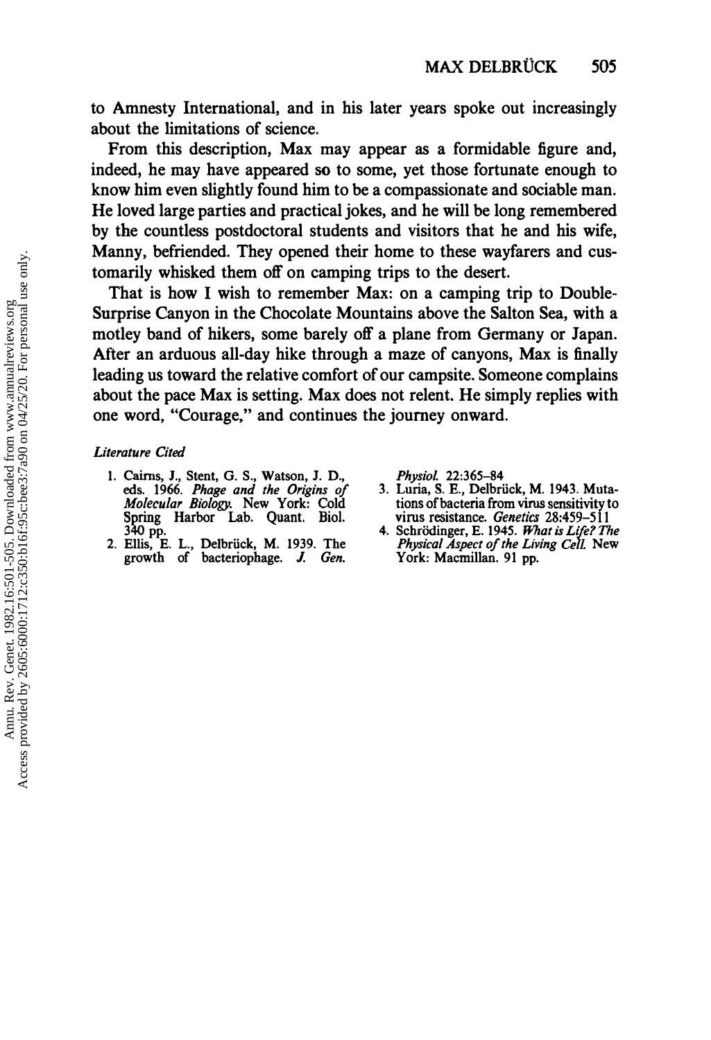to Amnesty International, and in his later years spoke out increasingly about the limitations of science.

From this description, Max may appear as a formidable figure and, indeed, he may have appeared so to some, yet those fortunate enough to know him even slightly found him to be a compassionate and sociable man. He loved large parties and practical jokes, and he will be long remembered by the countless postdoctoral students and visitors that he and his wife, Manny, befriended. They opened their home to these wayfarers and customarily whisked them off on camping trips to the desert.

That is how I wish to remember Max: on a camping trip to Double-Surprise Canyon in the Chocolate Mountains above the Salton Sea, with a motley band of hikers, some barely off a plane from Germany or Japan. After an arduous all-day hike through a maze of canyons, Max is finally leading us toward the relative comfort of our campsite. Someone complains about the pace Max is setting. Max does not relent. He simply replies with one word, "Courage," and continues the journey onward.

*Literature Cited*

1. Cairns, J., Stent, G. S., Watson, J. D., eds. 1966. *Phage and the Origins of Molecular Biology*. New York: Cold Spring Harbor Lab. Quant. Biol. 340 pp.
2. Ellis, E. L., Delbrück, M. 1939. The growth of bacteriophage. *J. Gen. Physiol.* 22:365–84
3. Luria, S. E., Delbrück, M. 1943. Mutations of bacteria from virus sensitivity to virus resistance. *Genetics* 28:459–511
4. Schrödinger, E. 1945. *What is Life? The Physical Aspect of the Living Cell.* New York: Macmillan. 91 pp.